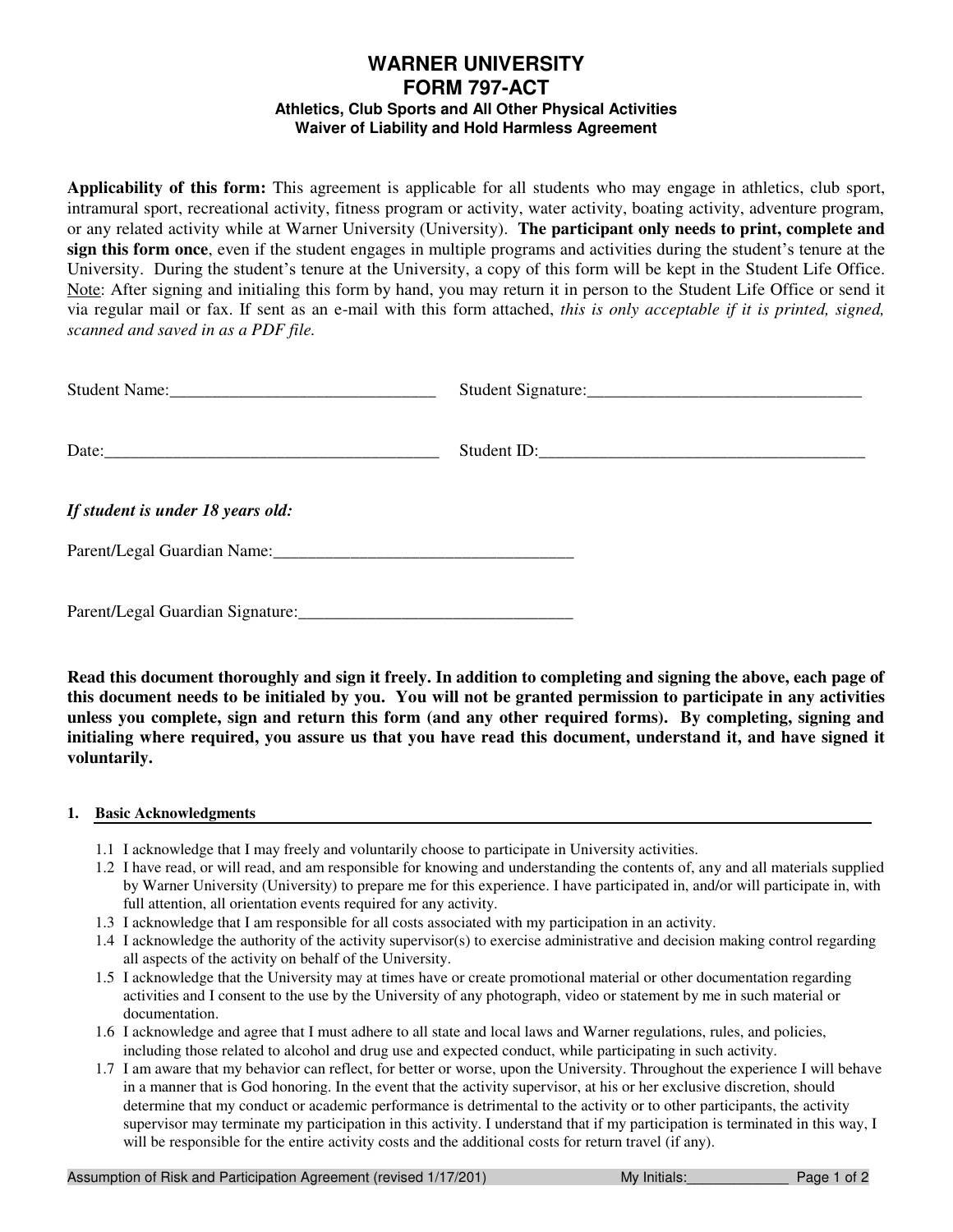# WARNER UNIVERSITY
# FORM 797-ACT

### Athletics, Club Sports and All Other Physical Activities
### Waiver of Liability and Hold Harmless Agreement

**Applicability of this form:** This agreement is applicable for all students who may engage in athletics, club sport, intramural sport, recreational activity, fitness program or activity, water activity, boating activity, adventure program, or any related activity while at Warner University (University). **The participant only needs to print, complete and sign this form once**, even if the student engages in multiple programs and activities during the student's tenure at the University. During the student's tenure at the University, a copy of this form will be kept in the Student Life Office. Note: After signing and initialing this form by hand, you may return it in person to the Student Life Office or send it via regular mail or fax. If sent as an e-mail with this form attached, *this is only acceptable if it is printed, signed, scanned and saved in as a PDF file.*

Student Name:_______________________________ Student Signature:________________________________

Date:_______________________________________ Student ID:______________________________________

***If student is under 18 years old:***

Parent/Legal Guardian Name:___________________________________

Parent/Legal Guardian Signature:________________________________

**Read this document thoroughly and sign it freely. In addition to completing and signing the above, each page of this document needs to be initialed by you. You will not be granted permission to participate in any activities unless you complete, sign and return this form (and any other required forms). By completing, signing and initialing where required, you assure us that you have read this document, understand it, and have signed it voluntarily.**

## 1. Basic Acknowledgments

1.1 I acknowledge that I may freely and voluntarily choose to participate in University activities.

1.2 I have read, or will read, and am responsible for knowing and understanding the contents of, any and all materials supplied by Warner University (University) to prepare me for this experience. I have participated in, and/or will participate in, with full attention, all orientation events required for any activity.

1.3 I acknowledge that I am responsible for all costs associated with my participation in an activity.

1.4 I acknowledge the authority of the activity supervisor(s) to exercise administrative and decision making control regarding all aspects of the activity on behalf of the University.

1.5 I acknowledge that the University may at times have or create promotional material or other documentation regarding activities and I consent to the use by the University of any photograph, video or statement by me in such material or documentation.

1.6 I acknowledge and agree that I must adhere to all state and local laws and Warner regulations, rules, and policies, including those related to alcohol and drug use and expected conduct, while participating in such activity.

1.7 I am aware that my behavior can reflect, for better or worse, upon the University. Throughout the experience I will behave in a manner that is God honoring. In the event that the activity supervisor, at his or her exclusive discretion, should determine that my conduct or academic performance is detrimental to the activity or to other participants, the activity supervisor may terminate my participation in this activity. I understand that if my participation is terminated in this way, I will be responsible for the entire activity costs and the additional costs for return travel (if any).

Assumption of Risk and Participation Agreement (revised 1/17/201) My Initials:_____________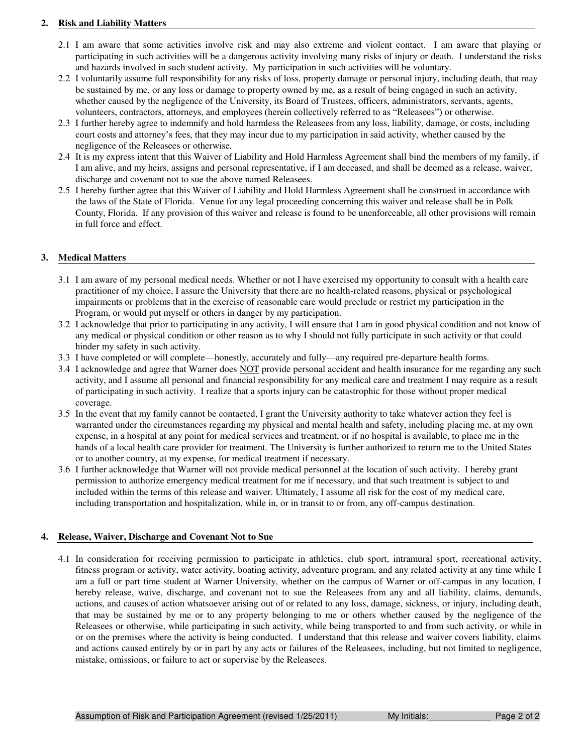## 2. Risk and Liability Matters

2.1 I am aware that some activities involve risk and may also extreme and violent contact. I am aware that playing or participating in such activities will be a dangerous activity involving many risks of injury or death. I understand the risks and hazards involved in such student activity. My participation in such activities will be voluntary.

2.2 I voluntarily assume full responsibility for any risks of loss, property damage or personal injury, including death, that may be sustained by me, or any loss or damage to property owned by me, as a result of being engaged in such an activity, whether caused by the negligence of the University, its Board of Trustees, officers, administrators, servants, agents, volunteers, contractors, attorneys, and employees (herein collectively referred to as "Releasees") or otherwise.

2.3 I further hereby agree to indemnify and hold harmless the Releasees from any loss, liability, damage, or costs, including court costs and attorney's fees, that they may incur due to my participation in said activity, whether caused by the negligence of the Releasees or otherwise.

2.4 It is my express intent that this Waiver of Liability and Hold Harmless Agreement shall bind the members of my family, if I am alive, and my heirs, assigns and personal representative, if I am deceased, and shall be deemed as a release, waiver, discharge and covenant not to sue the above named Releasees.

2.5 I hereby further agree that this Waiver of Liability and Hold Harmless Agreement shall be construed in accordance with the laws of the State of Florida. Venue for any legal proceeding concerning this waiver and release shall be in Polk County, Florida. If any provision of this waiver and release is found to be unenforceable, all other provisions will remain in full force and effect.

## 3. Medical Matters

3.1 I am aware of my personal medical needs. Whether or not I have exercised my opportunity to consult with a health care practitioner of my choice, I assure the University that there are no health-related reasons, physical or psychological impairments or problems that in the exercise of reasonable care would preclude or restrict my participation in the Program, or would put myself or others in danger by my participation.

3.2 I acknowledge that prior to participating in any activity, I will ensure that I am in good physical condition and not know of any medical or physical condition or other reason as to why I should not fully participate in such activity or that could hinder my safety in such activity.

3.3 I have completed or will complete—honestly, accurately and fully—any required pre-departure health forms.

3.4 I acknowledge and agree that Warner does NOT provide personal accident and health insurance for me regarding any such activity, and I assume all personal and financial responsibility for any medical care and treatment I may require as a result of participating in such activity. I realize that a sports injury can be catastrophic for those without proper medical coverage.

3.5 In the event that my family cannot be contacted, I grant the University authority to take whatever action they feel is warranted under the circumstances regarding my physical and mental health and safety, including placing me, at my own expense, in a hospital at any point for medical services and treatment, or if no hospital is available, to place me in the hands of a local health care provider for treatment. The University is further authorized to return me to the United States or to another country, at my expense, for medical treatment if necessary.

3.6 I further acknowledge that Warner will not provide medical personnel at the location of such activity. I hereby grant permission to authorize emergency medical treatment for me if necessary, and that such treatment is subject to and included within the terms of this release and waiver. Ultimately, I assume all risk for the cost of my medical care, including transportation and hospitalization, while in, or in transit to or from, any off-campus destination.

## 4. Release, Waiver, Discharge and Covenant Not to Sue

4.1 In consideration for receiving permission to participate in athletics, club sport, intramural sport, recreational activity, fitness program or activity, water activity, boating activity, adventure program, and any related activity at any time while I am a full or part time student at Warner University, whether on the campus of Warner or off-campus in any location, I hereby release, waive, discharge, and covenant not to sue the Releasees from any and all liability, claims, demands, actions, and causes of action whatsoever arising out of or related to any loss, damage, sickness, or injury, including death, that may be sustained by me or to any property belonging to me or others whether caused by the negligence of the Releasees or otherwise, while participating in such activity, while being transported to and from such activity, or while in or on the premises where the activity is being conducted. I understand that this release and waiver covers liability, claims and actions caused entirely by or in part by any acts or failures of the Releasees, including, but not limited to negligence, mistake, omissions, or failure to act or supervise by the Releasees.

Assumption of Risk and Participation Agreement (revised 1/25/2011) My Initials:_____________